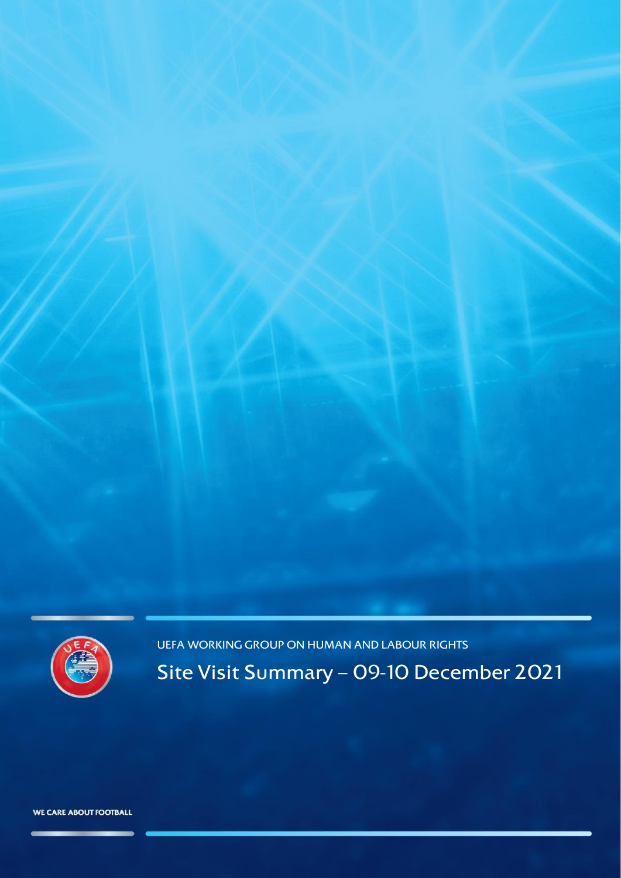UEFA WORKING GROUP ON HUMAN AND LABOUR RIGHTS

# Site Visit Summary – 09-10 December 2021

WE CARE ABOUT FOOTBALL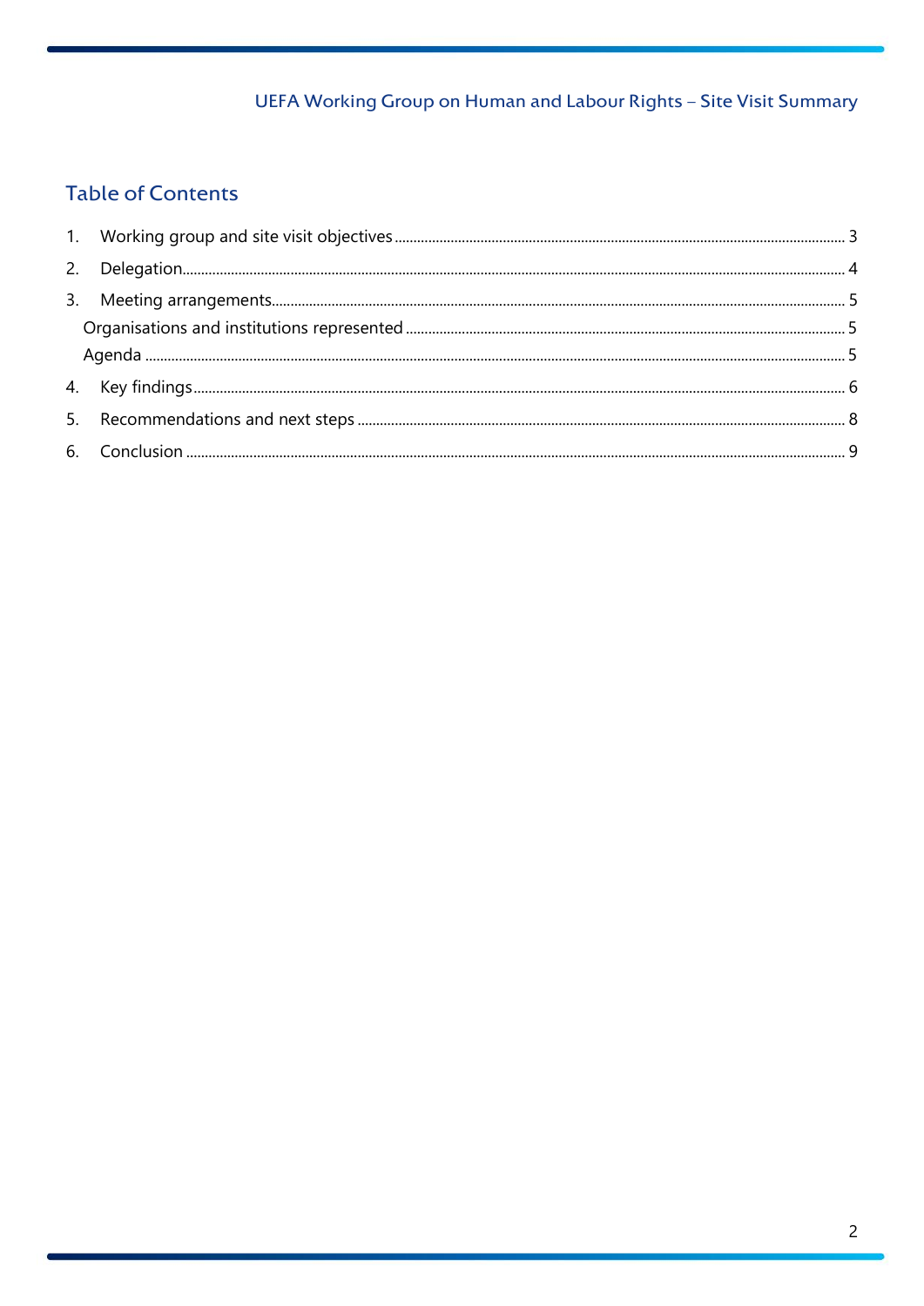## Table of Contents

1. Working group and site visit objectives ..... 3
2. Delegation ..... 4
3. Meeting arrangements ..... 5
   - Organisations and institutions represented ..... 5
   - Agenda ..... 5
4. Key findings ..... 6
5. Recommendations and next steps ..... 8
6. Conclusion ..... 9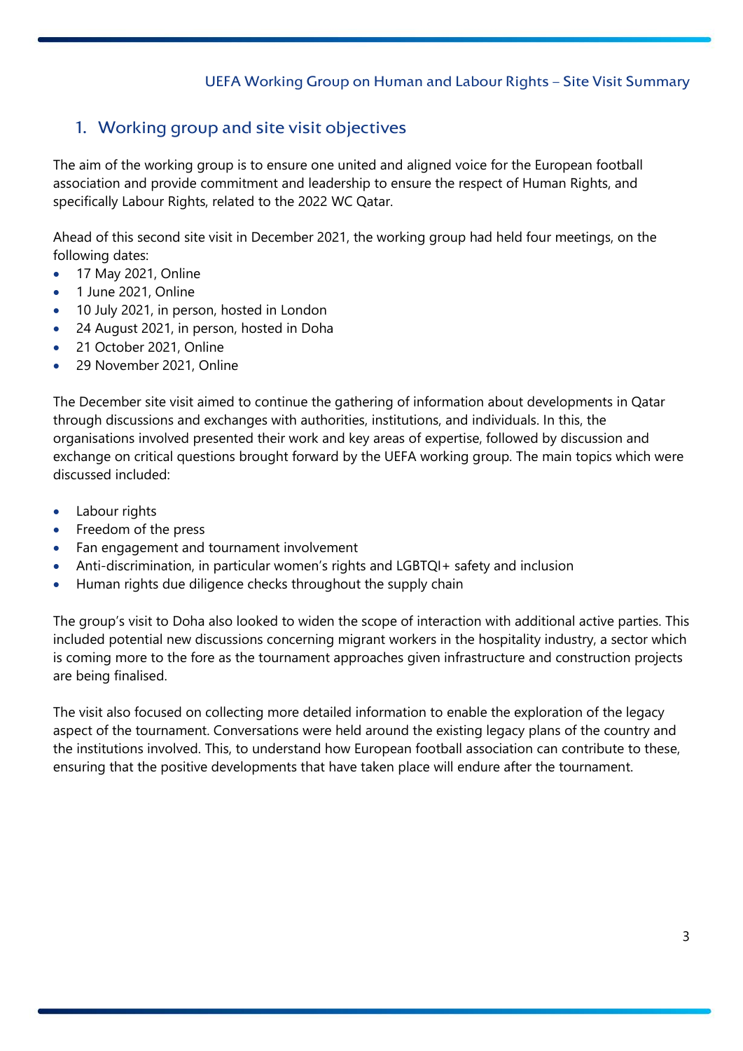## 1. Working group and site visit objectives

The aim of the working group is to ensure one united and aligned voice for the European football association and provide commitment and leadership to ensure the respect of Human Rights, and specifically Labour Rights, related to the 2022 WC Qatar.

Ahead of this second site visit in December 2021, the working group had held four meetings, on the following dates:

- 17 May 2021, Online
- 1 June 2021, Online
- 10 July 2021, in person, hosted in London
- 24 August 2021, in person, hosted in Doha
- 21 October 2021, Online
- 29 November 2021, Online

The December site visit aimed to continue the gathering of information about developments in Qatar through discussions and exchanges with authorities, institutions, and individuals. In this, the organisations involved presented their work and key areas of expertise, followed by discussion and exchange on critical questions brought forward by the UEFA working group. The main topics which were discussed included:

- Labour rights
- Freedom of the press
- Fan engagement and tournament involvement
- Anti-discrimination, in particular women's rights and LGBTQI+ safety and inclusion
- Human rights due diligence checks throughout the supply chain

The group's visit to Doha also looked to widen the scope of interaction with additional active parties. This included potential new discussions concerning migrant workers in the hospitality industry, a sector which is coming more to the fore as the tournament approaches given infrastructure and construction projects are being finalised.

The visit also focused on collecting more detailed information to enable the exploration of the legacy aspect of the tournament. Conversations were held around the existing legacy plans of the country and the institutions involved. This, to understand how European football association can contribute to these, ensuring that the positive developments that have taken place will endure after the tournament.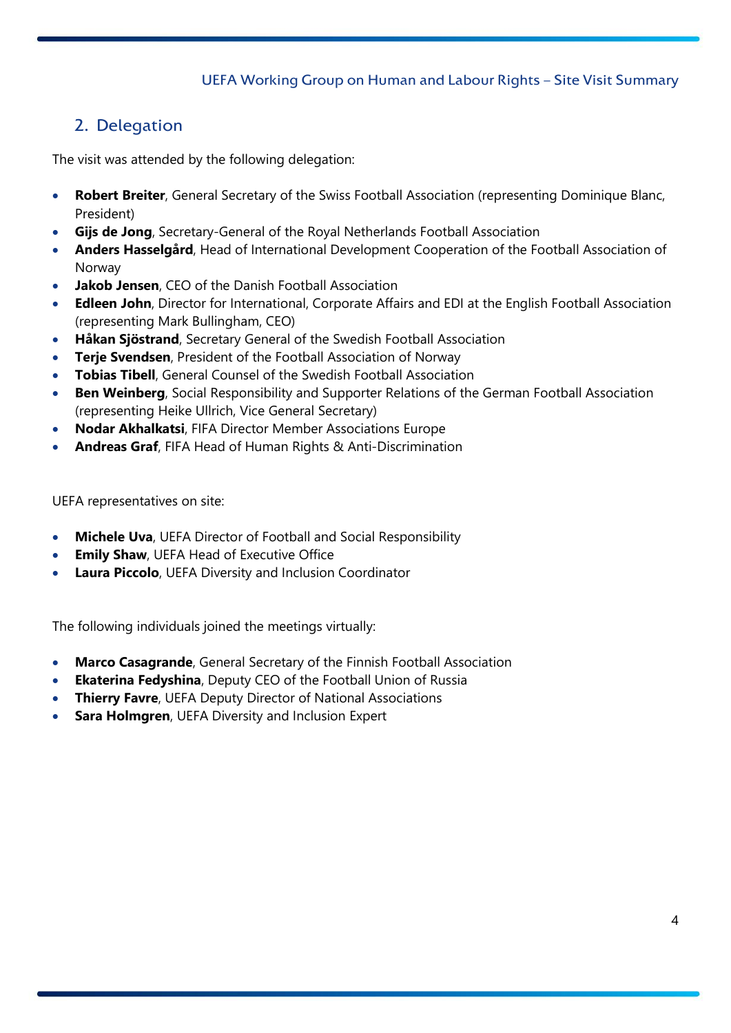## 2. Delegation

The visit was attended by the following delegation:

- **Robert Breiter**, General Secretary of the Swiss Football Association (representing Dominique Blanc, President)
- **Gijs de Jong**, Secretary-General of the Royal Netherlands Football Association
- **Anders Hasselgård**, Head of International Development Cooperation of the Football Association of Norway
- **Jakob Jensen**, CEO of the Danish Football Association
- **Edleen John**, Director for International, Corporate Affairs and EDI at the English Football Association (representing Mark Bullingham, CEO)
- **Håkan Sjöstrand**, Secretary General of the Swedish Football Association
- **Terje Svendsen**, President of the Football Association of Norway
- **Tobias Tibell**, General Counsel of the Swedish Football Association
- **Ben Weinberg**, Social Responsibility and Supporter Relations of the German Football Association (representing Heike Ullrich, Vice General Secretary)
- **Nodar Akhalkatsi**, FIFA Director Member Associations Europe
- **Andreas Graf**, FIFA Head of Human Rights & Anti-Discrimination

UEFA representatives on site:

- **Michele Uva**, UEFA Director of Football and Social Responsibility
- **Emily Shaw**, UEFA Head of Executive Office
- **Laura Piccolo**, UEFA Diversity and Inclusion Coordinator

The following individuals joined the meetings virtually:

- **Marco Casagrande**, General Secretary of the Finnish Football Association
- **Ekaterina Fedyshina**, Deputy CEO of the Football Union of Russia
- **Thierry Favre**, UEFA Deputy Director of National Associations
- **Sara Holmgren**, UEFA Diversity and Inclusion Expert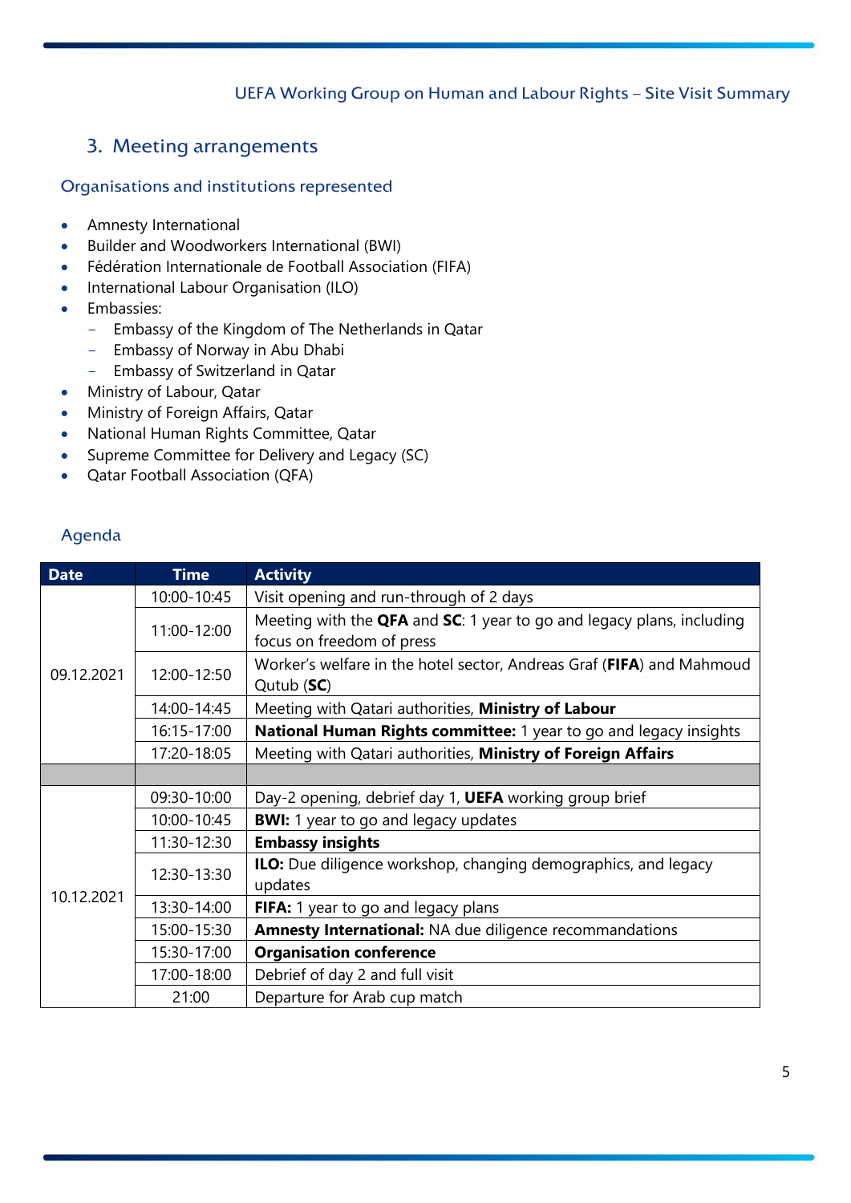## 3. Meeting arrangements

### Organisations and institutions represented

- Amnesty International
- Builder and Woodworkers International (BWI)
- Fédération Internationale de Football Association (FIFA)
- International Labour Organisation (ILO)
- Embassies:
  - Embassy of the Kingdom of The Netherlands in Qatar
  - Embassy of Norway in Abu Dhabi
  - Embassy of Switzerland in Qatar
- Ministry of Labour, Qatar
- Ministry of Foreign Affairs, Qatar
- National Human Rights Committee, Qatar
- Supreme Committee for Delivery and Legacy (SC)
- Qatar Football Association (QFA)

### Agenda

| Date | Time | Activity |
|---|---|---|
| 09.12.2021 | 10:00-10:45 | Visit opening and run-through of 2 days |
| | 11:00-12:00 | Meeting with the **QFA** and **SC**: 1 year to go and legacy plans, including focus on freedom of press |
| | 12:00-12:50 | Worker's welfare in the hotel sector, Andreas Graf (**FIFA**) and Mahmoud Qutub (**SC**) |
| | 14:00-14:45 | Meeting with Qatari authorities, **Ministry of Labour** |
| | 16:15-17:00 | **National Human Rights committee:** 1 year to go and legacy insights |
| | 17:20-18:05 | Meeting with Qatari authorities, **Ministry of Foreign Affairs** |
| | | |
| 10.12.2021 | 09:30-10:00 | Day-2 opening, debrief day 1, **UEFA** working group brief |
| | 10:00-10:45 | **BWI:** 1 year to go and legacy updates |
| | 11:30-12:30 | **Embassy insights** |
| | 12:30-13:30 | **ILO:** Due diligence workshop, changing demographics, and legacy updates |
| | 13:30-14:00 | **FIFA:** 1 year to go and legacy plans |
| | 15:00-15:30 | **Amnesty International:** NA due diligence recommandations |
| | 15:30-17:00 | **Organisation conference** |
| | 17:00-18:00 | Debrief of day 2 and full visit |
| | 21:00 | Departure for Arab cup match |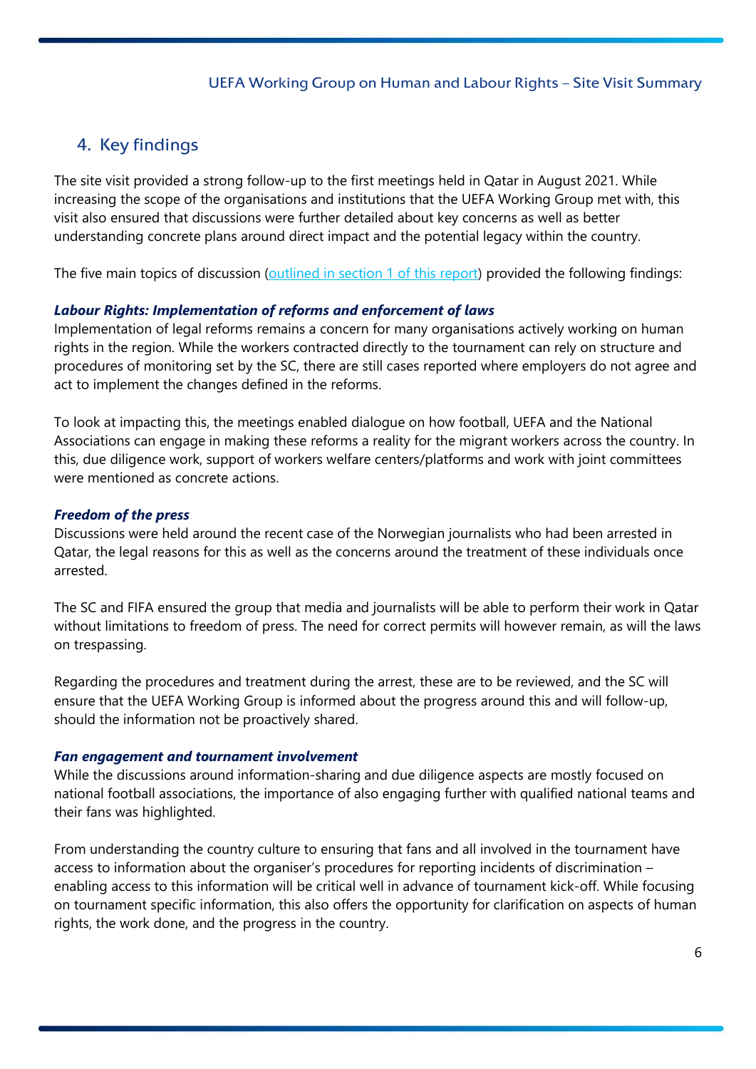## 4. Key findings

The site visit provided a strong follow-up to the first meetings held in Qatar in August 2021. While increasing the scope of the organisations and institutions that the UEFA Working Group met with, this visit also ensured that discussions were further detailed about key concerns as well as better understanding concrete plans around direct impact and the potential legacy within the country.

The five main topics of discussion (outlined in section 1 of this report) provided the following findings:

***Labour Rights: Implementation of reforms and enforcement of laws***

Implementation of legal reforms remains a concern for many organisations actively working on human rights in the region. While the workers contracted directly to the tournament can rely on structure and procedures of monitoring set by the SC, there are still cases reported where employers do not agree and act to implement the changes defined in the reforms.

To look at impacting this, the meetings enabled dialogue on how football, UEFA and the National Associations can engage in making these reforms a reality for the migrant workers across the country. In this, due diligence work, support of workers welfare centers/platforms and work with joint committees were mentioned as concrete actions.

***Freedom of the press***

Discussions were held around the recent case of the Norwegian journalists who had been arrested in Qatar, the legal reasons for this as well as the concerns around the treatment of these individuals once arrested.

The SC and FIFA ensured the group that media and journalists will be able to perform their work in Qatar without limitations to freedom of press. The need for correct permits will however remain, as will the laws on trespassing.

Regarding the procedures and treatment during the arrest, these are to be reviewed, and the SC will ensure that the UEFA Working Group is informed about the progress around this and will follow-up, should the information not be proactively shared.

***Fan engagement and tournament involvement***

While the discussions around information-sharing and due diligence aspects are mostly focused on national football associations, the importance of also engaging further with qualified national teams and their fans was highlighted.

From understanding the country culture to ensuring that fans and all involved in the tournament have access to information about the organiser's procedures for reporting incidents of discrimination – enabling access to this information will be critical well in advance of tournament kick-off. While focusing on tournament specific information, this also offers the opportunity for clarification on aspects of human rights, the work done, and the progress in the country.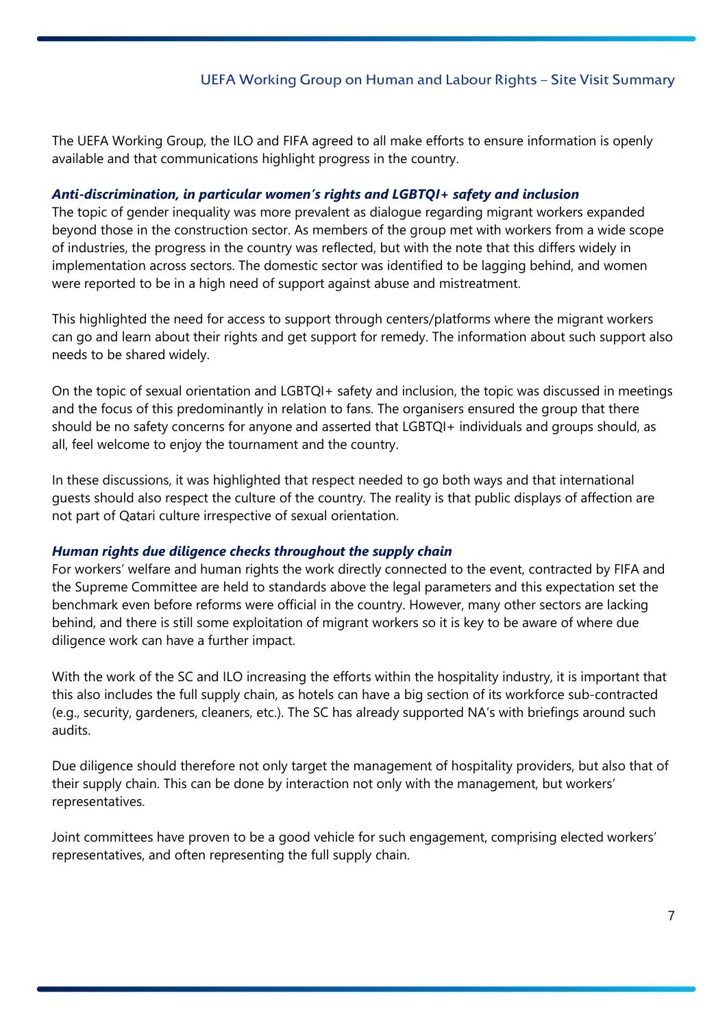The UEFA Working Group, the ILO and FIFA agreed to all make efforts to ensure information is openly available and that communications highlight progress in the country.

### ***Anti-discrimination, in particular women's rights and LGBTQI+ safety and inclusion***

The topic of gender inequality was more prevalent as dialogue regarding migrant workers expanded beyond those in the construction sector. As members of the group met with workers from a wide scope of industries, the progress in the country was reflected, but with the note that this differs widely in implementation across sectors. The domestic sector was identified to be lagging behind, and women were reported to be in a high need of support against abuse and mistreatment.

This highlighted the need for access to support through centers/platforms where the migrant workers can go and learn about their rights and get support for remedy. The information about such support also needs to be shared widely.

On the topic of sexual orientation and LGBTQI+ safety and inclusion, the topic was discussed in meetings and the focus of this predominantly in relation to fans. The organisers ensured the group that there should be no safety concerns for anyone and asserted that LGBTQI+ individuals and groups should, as all, feel welcome to enjoy the tournament and the country.

In these discussions, it was highlighted that respect needed to go both ways and that international guests should also respect the culture of the country. The reality is that public displays of affection are not part of Qatari culture irrespective of sexual orientation.

### ***Human rights due diligence checks throughout the supply chain***

For workers' welfare and human rights the work directly connected to the event, contracted by FIFA and the Supreme Committee are held to standards above the legal parameters and this expectation set the benchmark even before reforms were official in the country. However, many other sectors are lacking behind, and there is still some exploitation of migrant workers so it is key to be aware of where due diligence work can have a further impact.

With the work of the SC and ILO increasing the efforts within the hospitality industry, it is important that this also includes the full supply chain, as hotels can have a big section of its workforce sub-contracted (e.g., security, gardeners, cleaners, etc.). The SC has already supported NA's with briefings around such audits.

Due diligence should therefore not only target the management of hospitality providers, but also that of their supply chain. This can be done by interaction not only with the management, but workers' representatives.

Joint committees have proven to be a good vehicle for such engagement, comprising elected workers' representatives, and often representing the full supply chain.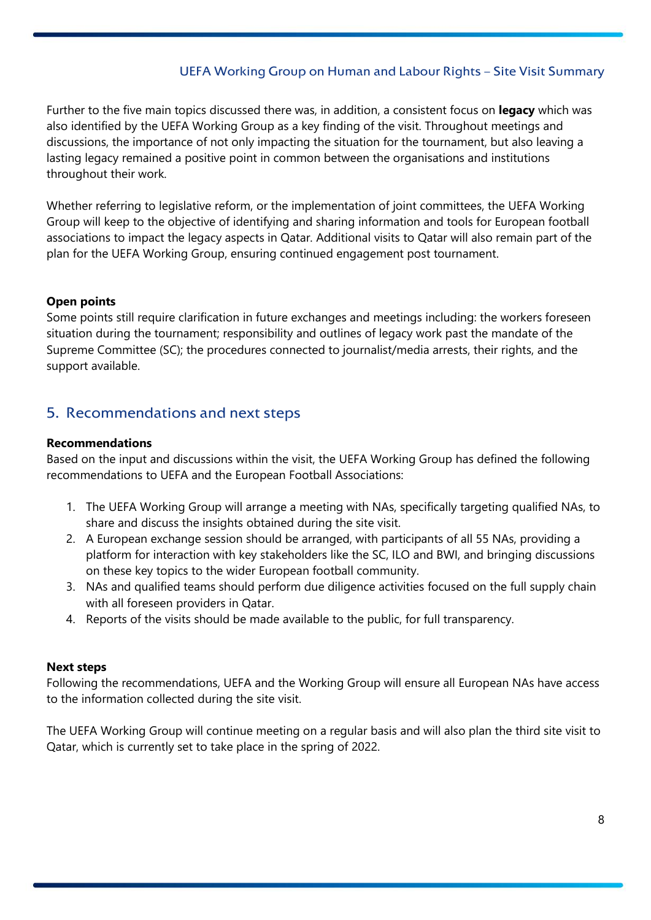Further to the five main topics discussed there was, in addition, a consistent focus on **legacy** which was also identified by the UEFA Working Group as a key finding of the visit. Throughout meetings and discussions, the importance of not only impacting the situation for the tournament, but also leaving a lasting legacy remained a positive point in common between the organisations and institutions throughout their work.

Whether referring to legislative reform, or the implementation of joint committees, the UEFA Working Group will keep to the objective of identifying and sharing information and tools for European football associations to impact the legacy aspects in Qatar. Additional visits to Qatar will also remain part of the plan for the UEFA Working Group, ensuring continued engagement post tournament.

**Open points**

Some points still require clarification in future exchanges and meetings including: the workers foreseen situation during the tournament; responsibility and outlines of legacy work past the mandate of the Supreme Committee (SC); the procedures connected to journalist/media arrests, their rights, and the support available.

## 5. Recommendations and next steps

**Recommendations**

Based on the input and discussions within the visit, the UEFA Working Group has defined the following recommendations to UEFA and the European Football Associations:

1. The UEFA Working Group will arrange a meeting with NAs, specifically targeting qualified NAs, to share and discuss the insights obtained during the site visit.
2. A European exchange session should be arranged, with participants of all 55 NAs, providing a platform for interaction with key stakeholders like the SC, ILO and BWI, and bringing discussions on these key topics to the wider European football community.
3. NAs and qualified teams should perform due diligence activities focused on the full supply chain with all foreseen providers in Qatar.
4. Reports of the visits should be made available to the public, for full transparency.

**Next steps**

Following the recommendations, UEFA and the Working Group will ensure all European NAs have access to the information collected during the site visit.

The UEFA Working Group will continue meeting on a regular basis and will also plan the third site visit to Qatar, which is currently set to take place in the spring of 2022.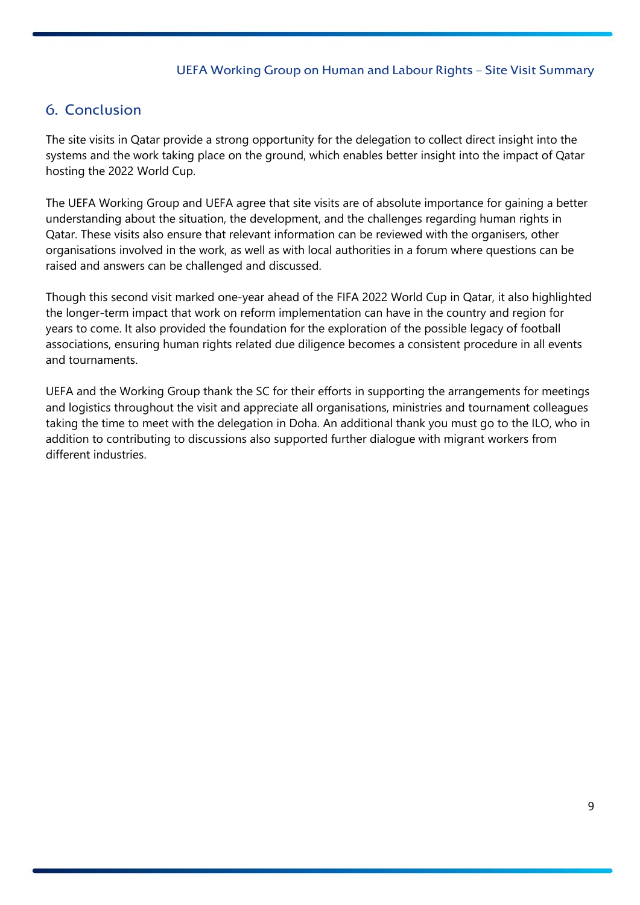## 6. Conclusion

The site visits in Qatar provide a strong opportunity for the delegation to collect direct insight into the systems and the work taking place on the ground, which enables better insight into the impact of Qatar hosting the 2022 World Cup.

The UEFA Working Group and UEFA agree that site visits are of absolute importance for gaining a better understanding about the situation, the development, and the challenges regarding human rights in Qatar. These visits also ensure that relevant information can be reviewed with the organisers, other organisations involved in the work, as well as with local authorities in a forum where questions can be raised and answers can be challenged and discussed.

Though this second visit marked one-year ahead of the FIFA 2022 World Cup in Qatar, it also highlighted the longer-term impact that work on reform implementation can have in the country and region for years to come. It also provided the foundation for the exploration of the possible legacy of football associations, ensuring human rights related due diligence becomes a consistent procedure in all events and tournaments.

UEFA and the Working Group thank the SC for their efforts in supporting the arrangements for meetings and logistics throughout the visit and appreciate all organisations, ministries and tournament colleagues taking the time to meet with the delegation in Doha. An additional thank you must go to the ILO, who in addition to contributing to discussions also supported further dialogue with migrant workers from different industries.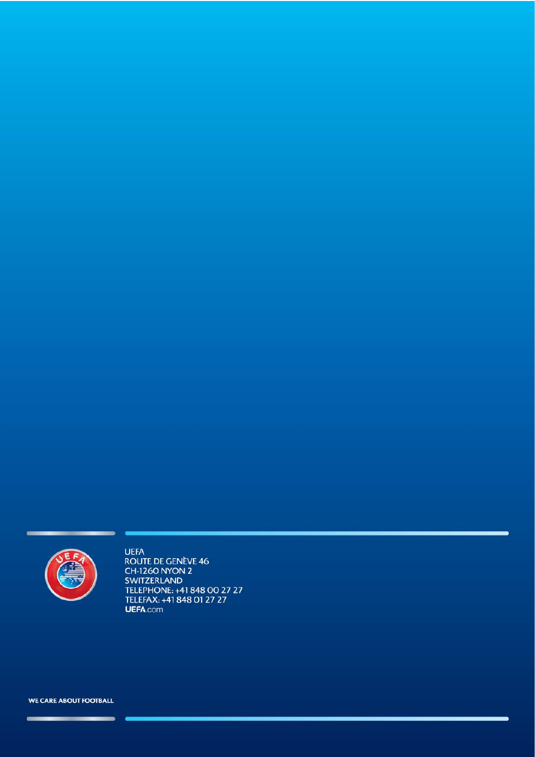UEFA
ROUTE DE GENÈVE 46
CH-1260 NYON 2
SWITZERLAND
TELEPHONE: +41 848 00 27 27
TELEFAX: +41 848 01 27 27
UEFA.com

WE CARE ABOUT FOOTBALL